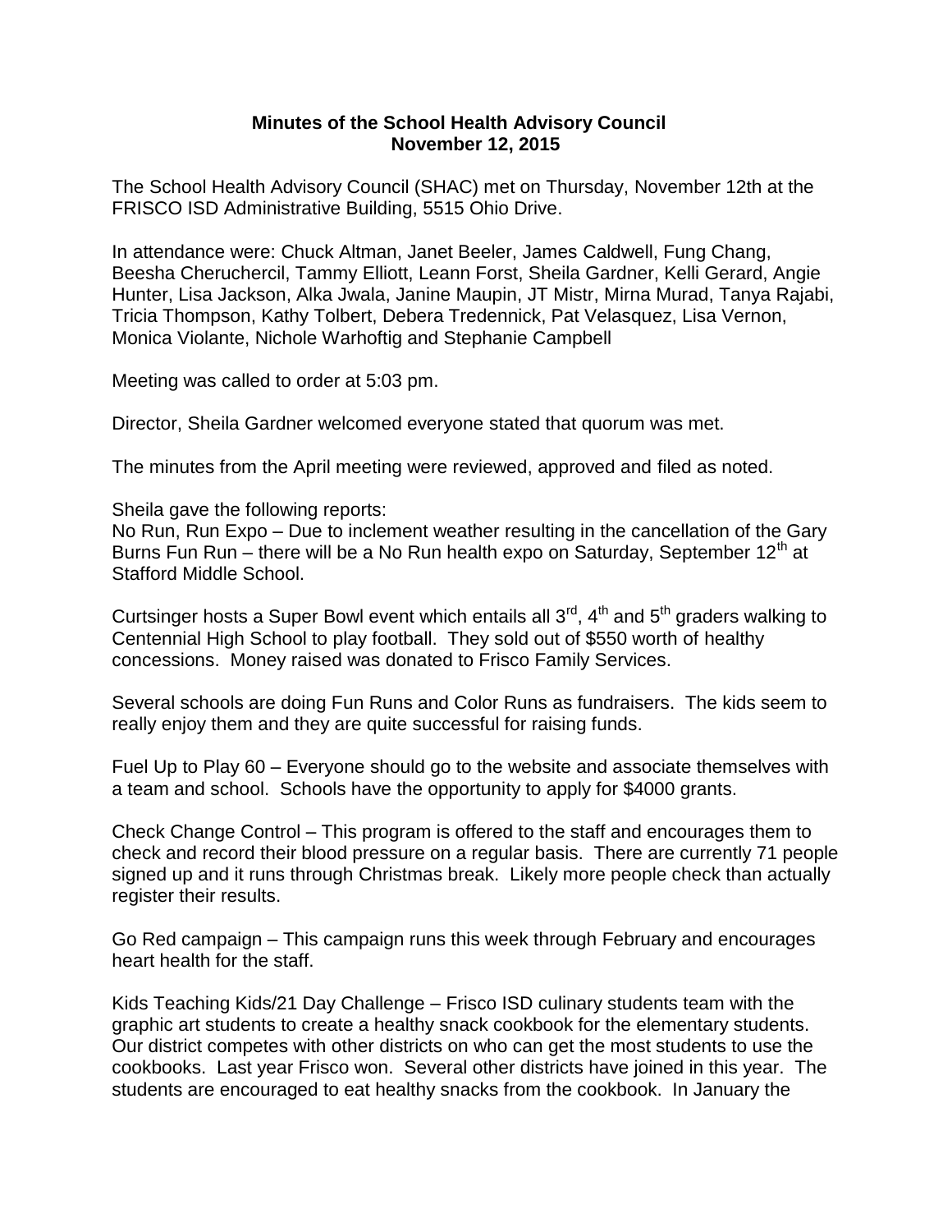**Minutes of the School Health Advisory Council**
**November 12, 2015**

The School Health Advisory Council (SHAC) met on Thursday, November 12th at the FRISCO ISD Administrative Building, 5515 Ohio Drive.

In attendance were: Chuck Altman, Janet Beeler, James Caldwell, Fung Chang, Beesha Cheruchercil, Tammy Elliott, Leann Forst, Sheila Gardner, Kelli Gerard, Angie Hunter, Lisa Jackson, Alka Jwala, Janine Maupin, JT Mistr, Mirna Murad, Tanya Rajabi, Tricia Thompson, Kathy Tolbert, Debera Tredennick, Pat Velasquez, Lisa Vernon, Monica Violante, Nichole Warhoftig and Stephanie Campbell

Meeting was called to order at 5:03 pm.

Director, Sheila Gardner welcomed everyone stated that quorum was met.

The minutes from the April meeting were reviewed, approved and filed as noted.

Sheila gave the following reports:
No Run, Run Expo – Due to inclement weather resulting in the cancellation of the Gary Burns Fun Run – there will be a No Run health expo on Saturday, September 12th at Stafford Middle School.

Curtsinger hosts a Super Bowl event which entails all 3rd, 4th and 5th graders walking to Centennial High School to play football. They sold out of $550 worth of healthy concessions. Money raised was donated to Frisco Family Services.

Several schools are doing Fun Runs and Color Runs as fundraisers. The kids seem to really enjoy them and they are quite successful for raising funds.

Fuel Up to Play 60 – Everyone should go to the website and associate themselves with a team and school. Schools have the opportunity to apply for $4000 grants.

Check Change Control – This program is offered to the staff and encourages them to check and record their blood pressure on a regular basis. There are currently 71 people signed up and it runs through Christmas break. Likely more people check than actually register their results.

Go Red campaign – This campaign runs this week through February and encourages heart health for the staff.

Kids Teaching Kids/21 Day Challenge – Frisco ISD culinary students team with the graphic art students to create a healthy snack cookbook for the elementary students. Our district competes with other districts on who can get the most students to use the cookbooks. Last year Frisco won. Several other districts have joined in this year. The students are encouraged to eat healthy snacks from the cookbook. In January the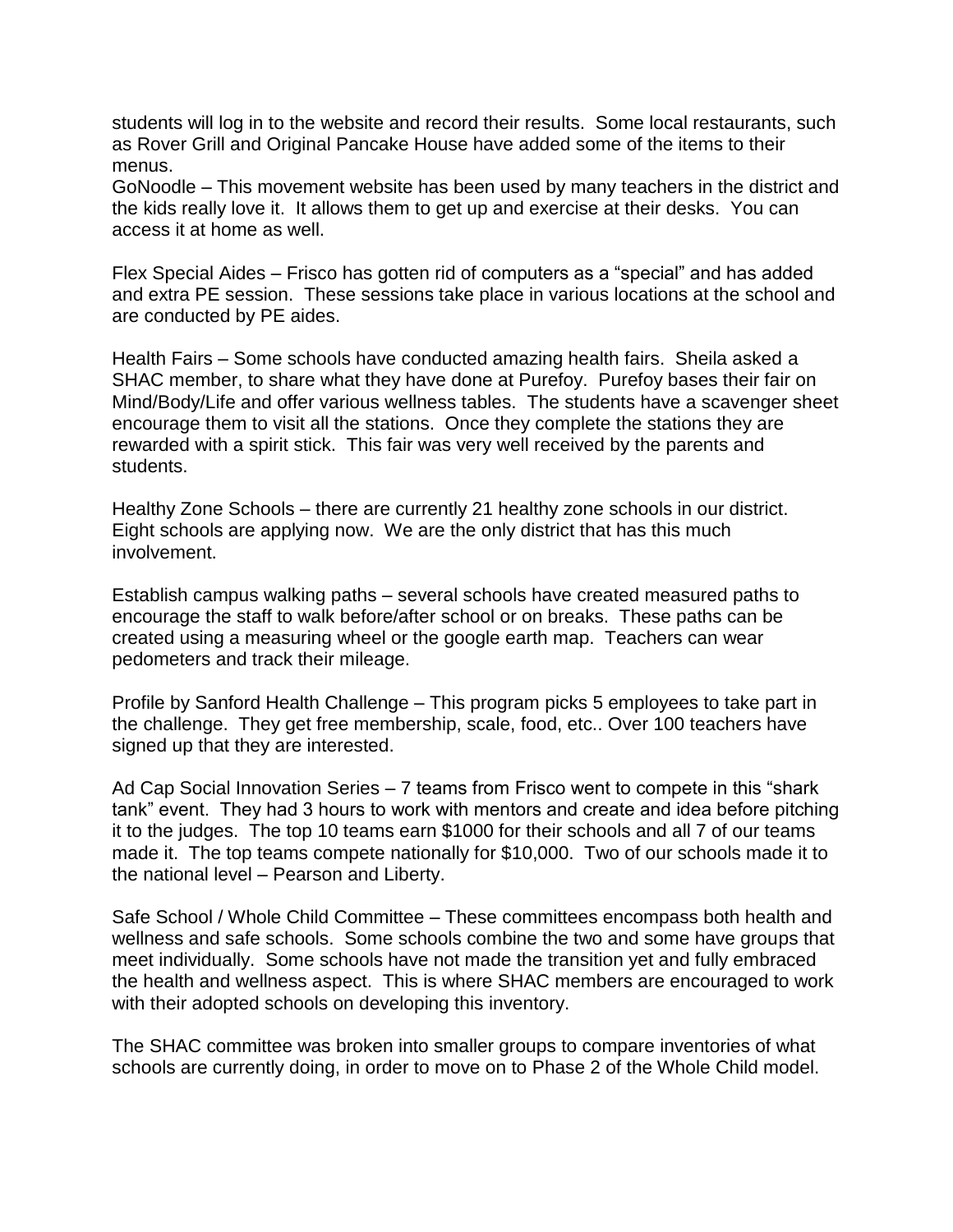students will log in to the website and record their results. Some local restaurants, such as Rover Grill and Original Pancake House have added some of the items to their menus.
GoNoodle – This movement website has been used by many teachers in the district and the kids really love it. It allows them to get up and exercise at their desks. You can access it at home as well.

Flex Special Aides – Frisco has gotten rid of computers as a "special" and has added and extra PE session. These sessions take place in various locations at the school and are conducted by PE aides.

Health Fairs – Some schools have conducted amazing health fairs. Sheila asked a SHAC member, to share what they have done at Purefoy. Purefoy bases their fair on Mind/Body/Life and offer various wellness tables. The students have a scavenger sheet encourage them to visit all the stations. Once they complete the stations they are rewarded with a spirit stick. This fair was very well received by the parents and students.

Healthy Zone Schools – there are currently 21 healthy zone schools in our district. Eight schools are applying now. We are the only district that has this much involvement.

Establish campus walking paths – several schools have created measured paths to encourage the staff to walk before/after school or on breaks. These paths can be created using a measuring wheel or the google earth map. Teachers can wear pedometers and track their mileage.

Profile by Sanford Health Challenge – This program picks 5 employees to take part in the challenge. They get free membership, scale, food, etc.. Over 100 teachers have signed up that they are interested.

Ad Cap Social Innovation Series – 7 teams from Frisco went to compete in this "shark tank" event. They had 3 hours to work with mentors and create and idea before pitching it to the judges. The top 10 teams earn $1000 for their schools and all 7 of our teams made it. The top teams compete nationally for $10,000. Two of our schools made it to the national level – Pearson and Liberty.

Safe School / Whole Child Committee – These committees encompass both health and wellness and safe schools. Some schools combine the two and some have groups that meet individually. Some schools have not made the transition yet and fully embraced the health and wellness aspect. This is where SHAC members are encouraged to work with their adopted schools on developing this inventory.

The SHAC committee was broken into smaller groups to compare inventories of what schools are currently doing, in order to move on to Phase 2 of the Whole Child model.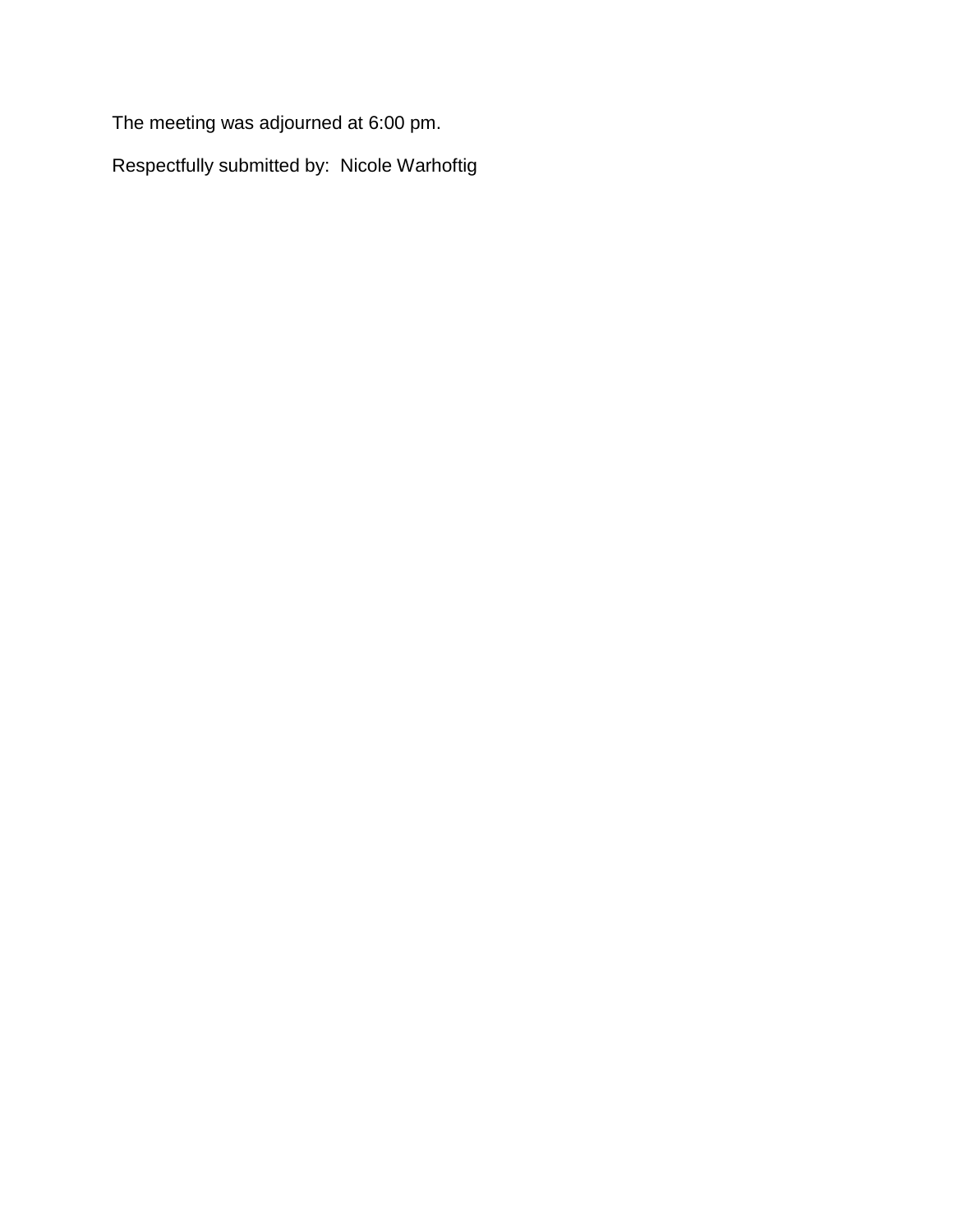The meeting was adjourned at 6:00 pm.

Respectfully submitted by:  Nicole Warhoftig